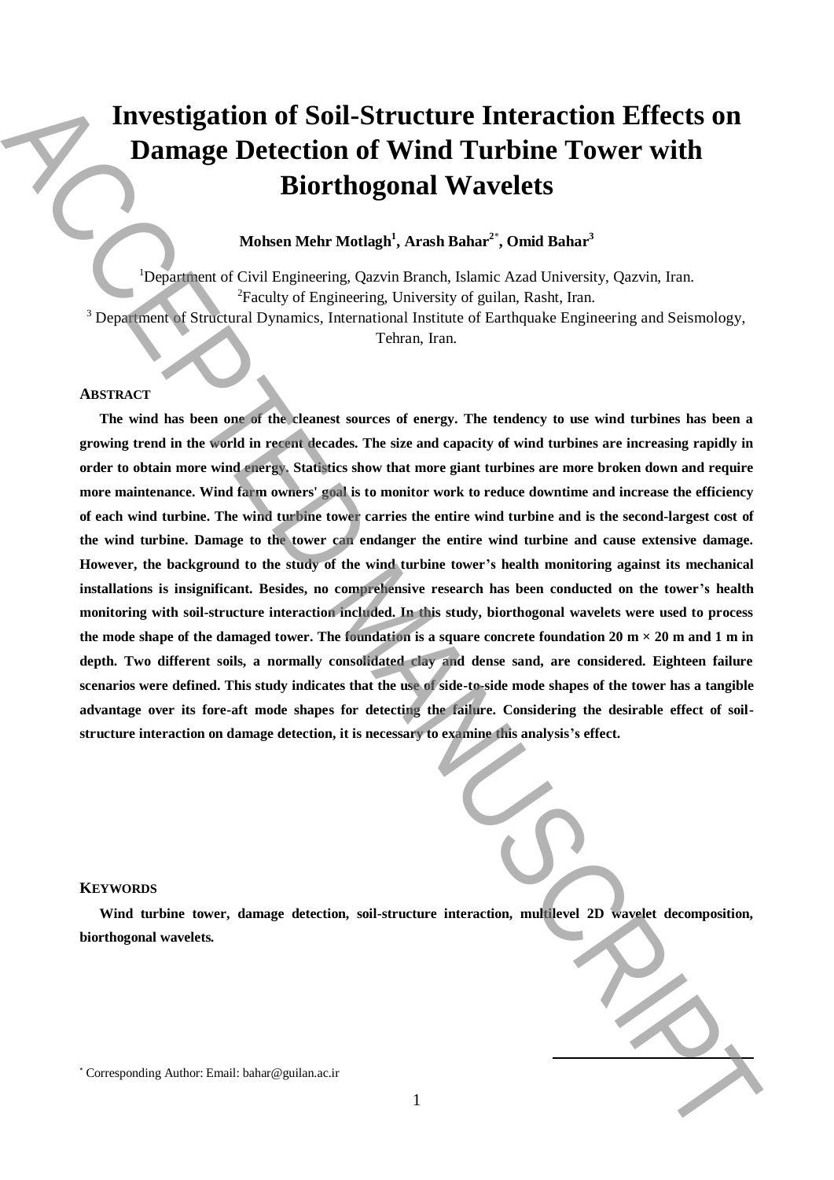# Investigation of Soil-Structure Interaction Effects on Damage Detection of Wind Turbine Tower with Biorthogonal Wavelets

**Mohsen Mehr Motlagh[1], Arash Bahar[2*], Omid Bahar[3]**

[1]Department of Civil Engineering, Qazvin Branch, Islamic Azad University, Qazvin, Iran.
[2]Faculty of Engineering, University of guilan, Rasht, Iran.
[3] Department of Structural Dynamics, International Institute of Earthquake Engineering and Seismology, Tehran, Iran.

## ABSTRACT

**The wind has been one of the cleanest sources of energy. The tendency to use wind turbines has been a growing trend in the world in recent decades. The size and capacity of wind turbines are increasing rapidly in order to obtain more wind energy. Statistics show that more giant turbines are more broken down and require more maintenance. Wind farm owners' goal is to monitor work to reduce downtime and increase the efficiency of each wind turbine. The wind turbine tower carries the entire wind turbine and is the second-largest cost of the wind turbine. Damage to the tower can endanger the entire wind turbine and cause extensive damage. However, the background to the study of the wind turbine tower's health monitoring against its mechanical installations is insignificant. Besides, no comprehensive research has been conducted on the tower's health monitoring with soil-structure interaction included. In this study, biorthogonal wavelets were used to process the mode shape of the damaged tower. The foundation is a square concrete foundation 20 m × 20 m and 1 m in depth. Two different soils, a normally consolidated clay and dense sand, are considered. Eighteen failure scenarios were defined. This study indicates that the use of side-to-side mode shapes of the tower has a tangible advantage over its fore-aft mode shapes for detecting the failure. Considering the desirable effect of soil-structure interaction on damage detection, it is necessary to examine this analysis's effect.**

## KEYWORDS

**Wind turbine tower, damage detection, soil-structure interaction, multilevel 2D wavelet decomposition, biorthogonal wavelets.**

[*] Corresponding Author: Email: bahar@guilan.ac.ir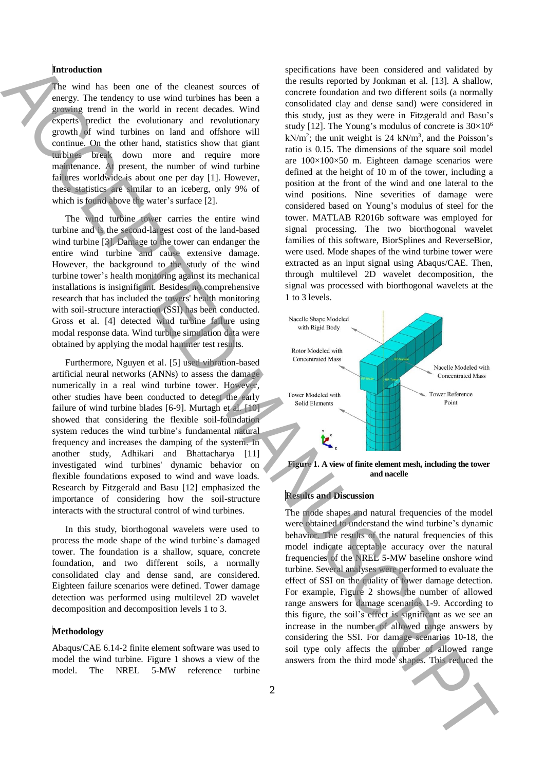## Introduction

The wind has been one of the cleanest sources of energy. The tendency to use wind turbines has been a growing trend in the world in recent decades. Wind experts predict the evolutionary and revolutionary growth of wind turbines on land and offshore will continue. On the other hand, statistics show that giant turbines break down more and require more maintenance. At present, the number of wind turbine failures worldwide is about one per day [1]. However, these statistics are similar to an iceberg, only 9% of which is found above the water's surface [2].

The wind turbine tower carries the entire wind turbine and is the second-largest cost of the land-based wind turbine [3]. Damage to the tower can endanger the entire wind turbine and cause extensive damage. However, the background to the study of the wind turbine tower's health monitoring against its mechanical installations is insignificant. Besides, no comprehensive research that has included the towers' health monitoring with soil-structure interaction (SSI) has been conducted. Gross et al. [4] detected wind turbine failure using modal response data. Wind turbine simulation data were obtained by applying the modal hammer test results.

Furthermore, Nguyen et al. [5] used vibration-based artificial neural networks (ANNs) to assess the damage numerically in a real wind turbine tower. However, other studies have been conducted to detect the early failure of wind turbine blades [6-9]. Murtagh et al. [10] showed that considering the flexible soil-foundation system reduces the wind turbine's fundamental natural frequency and increases the damping of the system. In another study, Adhikari and Bhattacharya [11] investigated wind turbines' dynamic behavior on flexible foundations exposed to wind and wave loads. Research by Fitzgerald and Basu [12] emphasized the importance of considering how the soil-structure interacts with the structural control of wind turbines.

In this study, biorthogonal wavelets were used to process the mode shape of the wind turbine's damaged tower. The foundation is a shallow, square, concrete foundation, and two different soils, a normally consolidated clay and dense sand, are considered. Eighteen failure scenarios were defined. Tower damage detection was performed using multilevel 2D wavelet decomposition and decomposition levels 1 to 3.

## Methodology

Abaqus/CAE 6.14-2 finite element software was used to model the wind turbine. Figure 1 shows a view of the model. The NREL 5-MW reference turbine specifications have been considered and validated by the results reported by Jonkman et al. [13]. A shallow, concrete foundation and two different soils (a normally consolidated clay and dense sand) were considered in this study, just as they were in Fitzgerald and Basu's study [12]. The Young's modulus of concrete is $30\times10^6$ kN/m$^2$; the unit weight is 24 kN/m$^3$, and the Poisson's ratio is 0.15. The dimensions of the square soil model are 100×100×50 m. Eighteen damage scenarios were defined at the height of 10 m of the tower, including a position at the front of the wind and one lateral to the wind positions. Nine severities of damage were considered based on Young's modulus of steel for the tower. MATLAB R2016b software was employed for signal processing. The two biorthogonal wavelet families of this software, BiorSplines and ReverseBior, were used. Mode shapes of the wind turbine tower were extracted as an input signal using Abaqus/CAE. Then, through multilevel 2D wavelet decomposition, the signal was processed with biorthogonal wavelets at the 1 to 3 levels.

Nacelle Shape Modeled with Rigid Body; Rotor Modeled with Concentrated Mass; Nacelle Modeled with Concentrated Mass; Tower Modeled with Solid Elements; Tower Reference Point

**Figure 1. A view of finite element mesh, including the tower and nacelle**

## Results and Discussion

The mode shapes and natural frequencies of the model were obtained to understand the wind turbine's dynamic behavior. The results of the natural frequencies of this model indicate acceptable accuracy over the natural frequencies of the NREL 5-MW baseline onshore wind turbine. Several analyses were performed to evaluate the effect of SSI on the quality of tower damage detection. For example, Figure 2 shows the number of allowed range answers for damage scenarios 1-9. According to this figure, the soil's effect is significant as we see an increase in the number of allowed range answers by considering the SSI. For damage scenarios 10-18, the soil type only affects the number of allowed range answers from the third mode shapes. This reduced the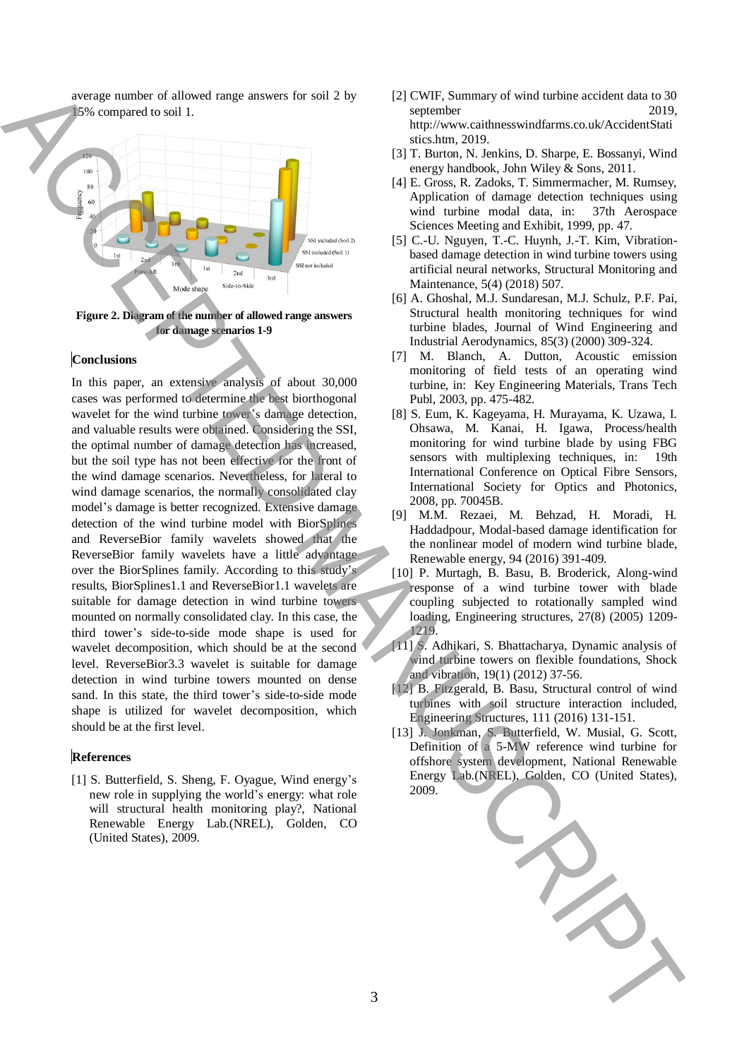average number of allowed range answers for soil 2 by 15% compared to soil 1.

120
100
80
60
40
20
0
Frequency
1st
2nd
3rd
Fore-Aft
1st
2nd
3rd
Side-to-Side
Mode shape
SSI included (Soil 2)
SSI included (Soil 1)
SSI not included

**Figure 2. Diagram of the number of allowed range answers for damage scenarios 1-9**

## Conclusions

In this paper, an extensive analysis of about 30,000 cases was performed to determine the best biorthogonal wavelet for the wind turbine tower's damage detection, and valuable results were obtained. Considering the SSI, the optimal number of damage detection has increased, but the soil type has not been effective for the front of the wind damage scenarios. Nevertheless, for lateral to wind damage scenarios, the normally consolidated clay model's damage is better recognized. Extensive damage detection of the wind turbine model with BiorSplines and ReverseBior family wavelets showed that the ReverseBior family wavelets have a little advantage over the BiorSplines family. According to this study's results, BiorSplines1.1 and ReverseBior1.1 wavelets are suitable for damage detection in wind turbine towers mounted on normally consolidated clay. In this case, the third tower's side-to-side mode shape is used for wavelet decomposition, which should be at the second level. ReverseBior3.3 wavelet is suitable for damage detection in wind turbine towers mounted on dense sand. In this state, the third tower's side-to-side mode shape is utilized for wavelet decomposition, which should be at the first level.

## References

[1] S. Butterfield, S. Sheng, F. Oyague, Wind energy's new role in supplying the world's energy: what role will structural health monitoring play?, National Renewable Energy Lab.(NREL), Golden, CO (United States), 2009.

[2] CWIF, Summary of wind turbine accident data to 30 september 2019, http://www.caithnesswindfarms.co.uk/AccidentStatistics.htm, 2019.

[3] T. Burton, N. Jenkins, D. Sharpe, E. Bossanyi, Wind energy handbook, John Wiley & Sons, 2011.

[4] E. Gross, R. Zadoks, T. Simmermacher, M. Rumsey, Application of damage detection techniques using wind turbine modal data, in: 37th Aerospace Sciences Meeting and Exhibit, 1999, pp. 47.

[5] C.-U. Nguyen, T.-C. Huynh, J.-T. Kim, Vibration-based damage detection in wind turbine towers using artificial neural networks, Structural Monitoring and Maintenance, 5(4) (2018) 507.

[6] A. Ghoshal, M.J. Sundaresan, M.J. Schulz, P.F. Pai, Structural health monitoring techniques for wind turbine blades, Journal of Wind Engineering and Industrial Aerodynamics, 85(3) (2000) 309-324.

[7] M. Blanch, A. Dutton, Acoustic emission monitoring of field tests of an operating wind turbine, in: Key Engineering Materials, Trans Tech Publ, 2003, pp. 475-482.

[8] S. Eum, K. Kageyama, H. Murayama, K. Uzawa, I. Ohsawa, M. Kanai, H. Igawa, Process/health monitoring for wind turbine blade by using FBG sensors with multiplexing techniques, in: 19th International Conference on Optical Fibre Sensors, International Society for Optics and Photonics, 2008, pp. 70045B.

[9] M.M. Rezaei, M. Behzad, H. Moradi, H. Haddadpour, Modal-based damage identification for the nonlinear model of modern wind turbine blade, Renewable energy, 94 (2016) 391-409.

[10] P. Murtagh, B. Basu, B. Broderick, Along-wind response of a wind turbine tower with blade coupling subjected to rotationally sampled wind loading, Engineering structures, 27(8) (2005) 1209-1219.

[11] S. Adhikari, S. Bhattacharya, Dynamic analysis of wind turbine towers on flexible foundations, Shock and vibration, 19(1) (2012) 37-56.

[12] B. Fitzgerald, B. Basu, Structural control of wind turbines with soil structure interaction included, Engineering Structures, 111 (2016) 131-151.

[13] J. Jonkman, S. Butterfield, W. Musial, G. Scott, Definition of a 5-MW reference wind turbine for offshore system development, National Renewable Energy Lab.(NREL), Golden, CO (United States), 2009.